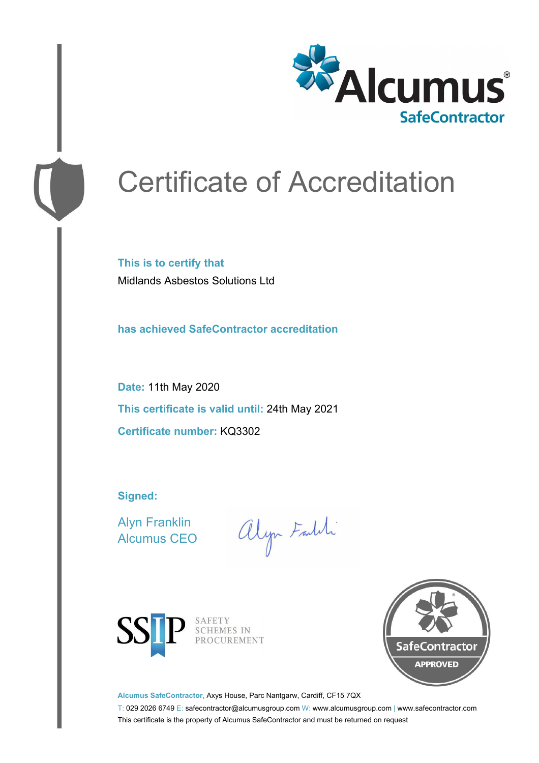Alcumus® SafeContractor

# Certificate of Accreditation

**This is to certify that**

Midlands Asbestos Solutions Ltd

**has achieved SafeContractor accreditation**

**Date:** 11th May 2020

**This certificate is valid until:** 24th May 2021

**Certificate number:** KQ3302

**Signed:**

Alyn Franklin
Alcumus CEO

SSIP SAFETY SCHEMES IN PROCUREMENT

SafeContractor APPROVED

**Alcumus SafeContractor,** Axys House, Parc Nantgarw, Cardiff, CF15 7QX

T: 029 2026 6749 E: safecontractor@alcumusgroup.com W: www.alcumusgroup.com | www.safecontractor.com

This certificate is the property of Alcumus SafeContractor and must be returned on request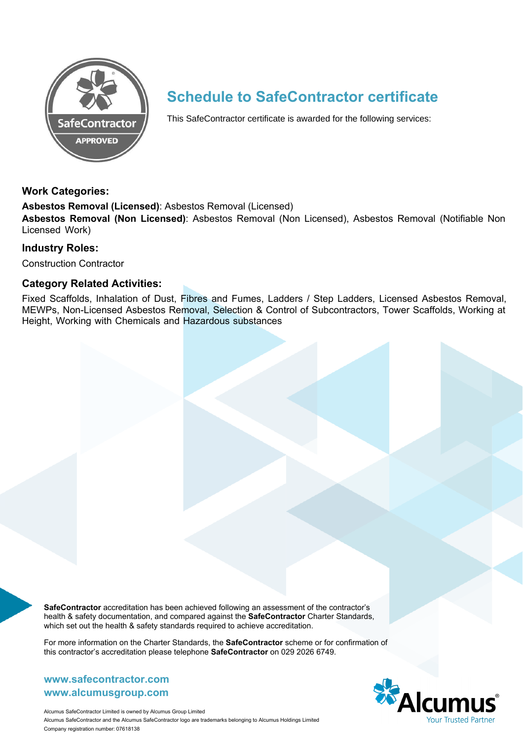# Schedule to SafeContractor certificate

This SafeContractor certificate is awarded for the following services:

## Work Categories:

**Asbestos Removal (Licensed)**: Asbestos Removal (Licensed)
**Asbestos Removal (Non Licensed)**: Asbestos Removal (Non Licensed), Asbestos Removal (Notifiable Non Licensed Work)

## Industry Roles:

Construction Contractor

## Category Related Activities:

Fixed Scaffolds, Inhalation of Dust, Fibres and Fumes, Ladders / Step Ladders, Licensed Asbestos Removal, MEWPs, Non-Licensed Asbestos Removal, Selection & Control of Subcontractors, Tower Scaffolds, Working at Height, Working with Chemicals and Hazardous substances

**SafeContractor** accreditation has been achieved following an assessment of the contractor's health & safety documentation, and compared against the **SafeContractor** Charter Standards, which set out the health & safety standards required to achieve accreditation.

For more information on the Charter Standards, the **SafeContractor** scheme or for confirmation of this contractor's accreditation please telephone **SafeContractor** on 029 2026 6749.

**www.safecontractor.com**
**www.alcumusgroup.com**

Alcumus SafeContractor Limited is owned by Alcumus Group Limited
Alcumus SafeContractor and the Alcumus SafeContractor logo are trademarks belonging to Alcumus Holdings Limited
Company registration number: 07618138

Alcumus® Your Trusted Partner